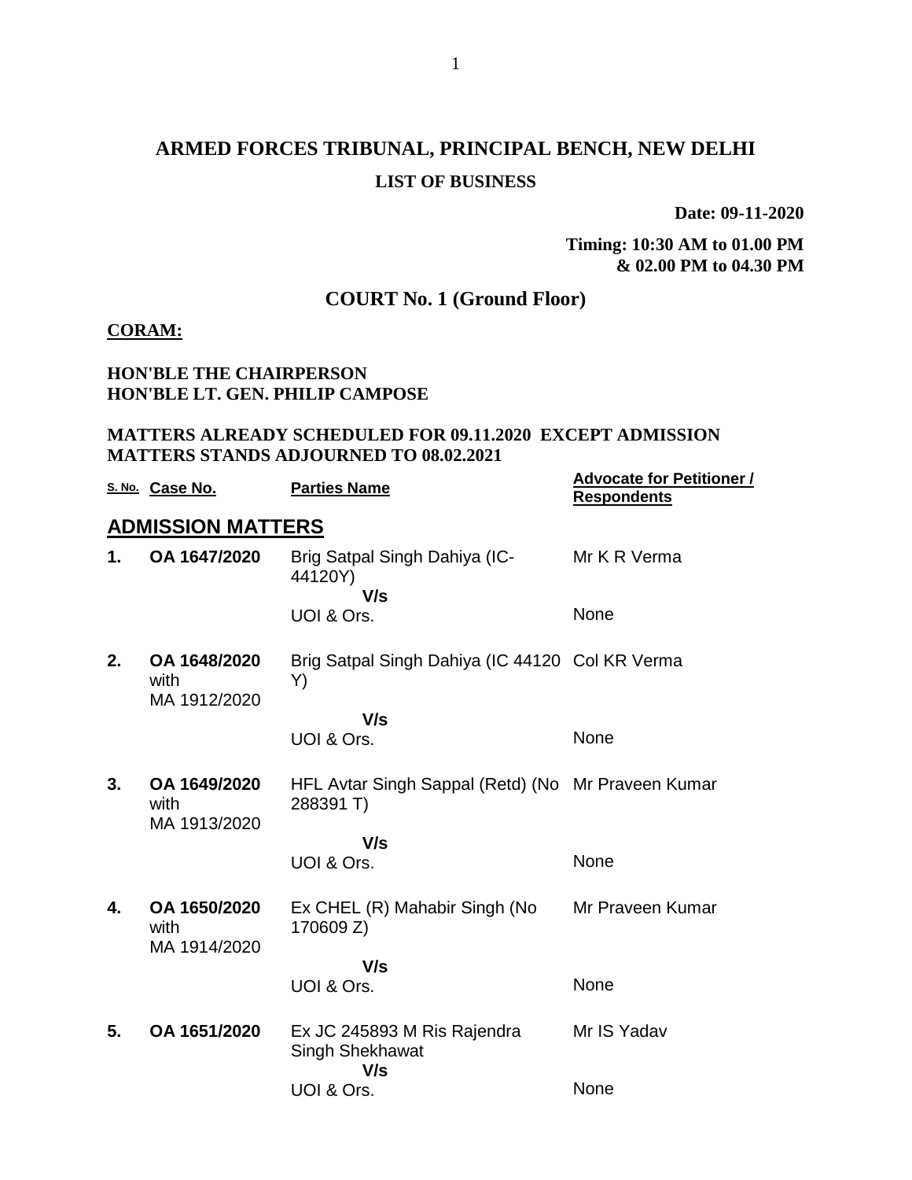# ARMED FORCES TRIBUNAL, PRINCIPAL BENCH, NEW DELHI

## LIST OF BUSINESS

**Date: 09-11-2020**

**Timing: 10:30 AM to 01.00 PM**
**& 02.00 PM to 04.30 PM**

## COURT No. 1 (Ground Floor)

**CORAM:**

**HON'BLE THE CHAIRPERSON**
**HON'BLE LT. GEN. PHILIP CAMPOSE**

**MATTERS ALREADY SCHEDULED FOR 09.11.2020 EXCEPT ADMISSION MATTERS STANDS ADJOURNED TO 08.02.2021**

| S. No. | Case No. | Parties Name | Advocate for Petitioner / Respondents |
|---|---|---|---|
| **ADMISSION MATTERS** | | | |
| **1.** | **OA 1647/2020** | Brig Satpal Singh Dahiya (IC-44120Y) **V/s** UOI & Ors. | Mr K R Verma<br>None |
| **2.** | **OA 1648/2020** with MA 1912/2020 | Brig Satpal Singh Dahiya (IC 44120 Y) **V/s** UOI & Ors. | Col KR Verma<br>None |
| **3.** | **OA 1649/2020** with MA 1913/2020 | HFL Avtar Singh Sappal (Retd) (No 288391 T) **V/s** UOI & Ors. | Mr Praveen Kumar<br>None |
| **4.** | **OA 1650/2020** with MA 1914/2020 | Ex CHEL (R) Mahabir Singh (No 170609 Z) **V/s** UOI & Ors. | Mr Praveen Kumar<br>None |
| **5.** | **OA 1651/2020** | Ex JC 245893 M Ris Rajendra Singh Shekhawat **V/s** UOI & Ors. | Mr IS Yadav<br>None |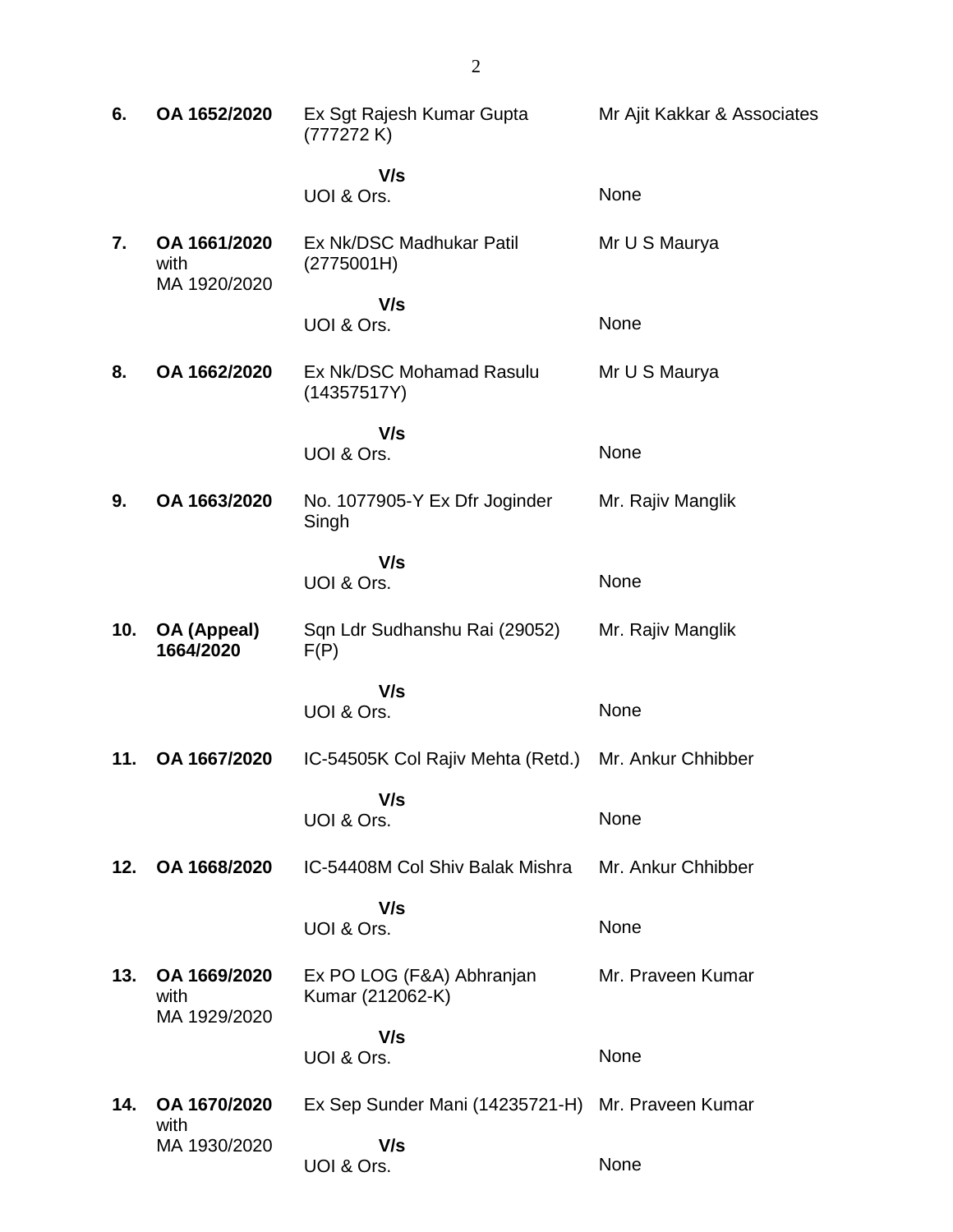| | | | |
|---|---|---|---|
| **6.** | **OA 1652/2020** | Ex Sgt Rajesh Kumar Gupta (777272 K) | Mr Ajit Kakkar & Associates |
| | | **V/s** | |
| | | UOI & Ors. | None |
| **7.** | **OA 1661/2020** with MA 1920/2020 | Ex Nk/DSC Madhukar Patil (2775001H) | Mr U S Maurya |
| | | **V/s** | |
| | | UOI & Ors. | None |
| **8.** | **OA 1662/2020** | Ex Nk/DSC Mohamad Rasulu (14357517Y) | Mr U S Maurya |
| | | **V/s** | |
| | | UOI & Ors. | None |
| **9.** | **OA 1663/2020** | No. 1077905-Y Ex Dfr Joginder Singh | Mr. Rajiv Manglik |
| | | **V/s** | |
| | | UOI & Ors. | None |
| **10.** | **OA (Appeal) 1664/2020** | Sqn Ldr Sudhanshu Rai (29052) F(P) | Mr. Rajiv Manglik |
| | | **V/s** | |
| | | UOI & Ors. | None |
| **11.** | **OA 1667/2020** | IC-54505K Col Rajiv Mehta (Retd.) | Mr. Ankur Chhibber |
| | | **V/s** | |
| | | UOI & Ors. | None |
| **12.** | **OA 1668/2020** | IC-54408M Col Shiv Balak Mishra | Mr. Ankur Chhibber |
| | | **V/s** | |
| | | UOI & Ors. | None |
| **13.** | **OA 1669/2020** with MA 1929/2020 | Ex PO LOG (F&A) Abhranjan Kumar (212062-K) | Mr. Praveen Kumar |
| | | **V/s** | |
| | | UOI & Ors. | None |
| **14.** | **OA 1670/2020** with MA 1930/2020 | Ex Sep Sunder Mani (14235721-H) | Mr. Praveen Kumar |
| | | **V/s** | |
| | | UOI & Ors. | None |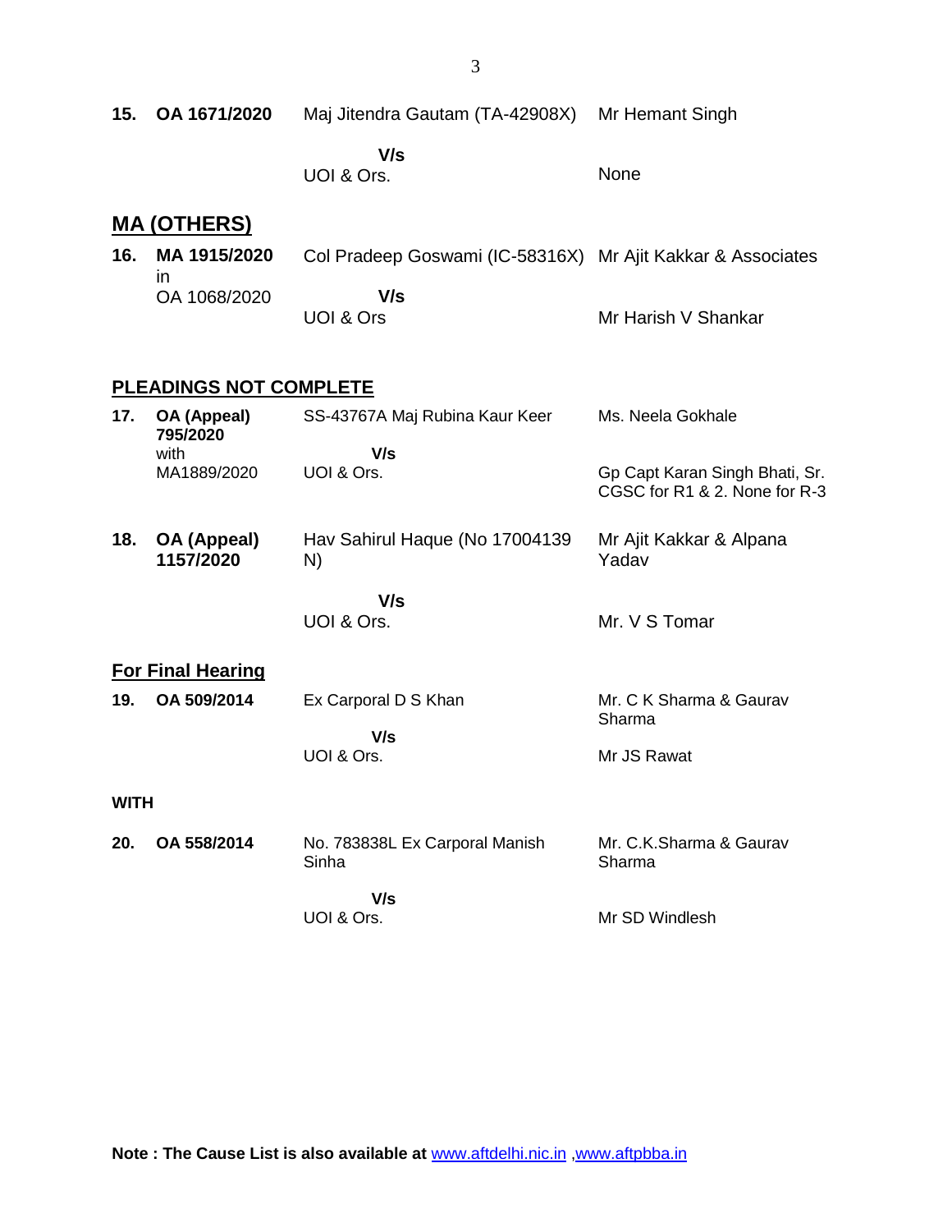| | | | |
|---|---|---|---|
| **15.** | **OA 1671/2020** | Maj Jitendra Gautam (TA-42908X)<br><br>**V/s**<br>UOI & Ors. | Mr Hemant Singh<br><br><br>None |

## MA (OTHERS)

| | | | |
|---|---|---|---|
| **16.** | **MA 1915/2020** in OA 1068/2020 | Col Pradeep Goswami (IC-58316X)<br><br>**V/s**<br>UOI & Ors | Mr Ajit Kakkar & Associates<br><br><br>Mr Harish V Shankar |

## PLEADINGS NOT COMPLETE

| | | | |
|---|---|---|---|
| **17.** | **OA (Appeal) 795/2020** with MA1889/2020 | SS-43767A Maj Rubina Kaur Keer<br><br>**V/s**<br>UOI & Ors. | Ms. Neela Gokhale<br><br><br>Gp Capt Karan Singh Bhati, Sr. CGSC for R1 & 2. None for R-3 |
| **18.** | **OA (Appeal) 1157/2020** | Hav Sahirul Haque (No 17004139 N)<br><br>**V/s**<br>UOI & Ors. | Mr Ajit Kakkar & Alpana Yadav<br><br><br>Mr. V S Tomar |

## For Final Hearing

| | | | |
|---|---|---|---|
| **19.** | **OA 509/2014** | Ex Carporal D S Khan<br><br>**V/s**<br>UOI & Ors. | Mr. C K Sharma & Gaurav Sharma<br><br>Mr JS Rawat |

**WITH**

| | | | |
|---|---|---|---|
| **20.** | **OA 558/2014** | No. 783838L Ex Carporal Manish Sinha<br><br>**V/s**<br>UOI & Ors. | Mr. C.K.Sharma & Gaurav Sharma<br><br>Mr SD Windlesh |

**Note : The Cause List is also available at** www.aftdelhi.nic.in ,www.aftpbba.in